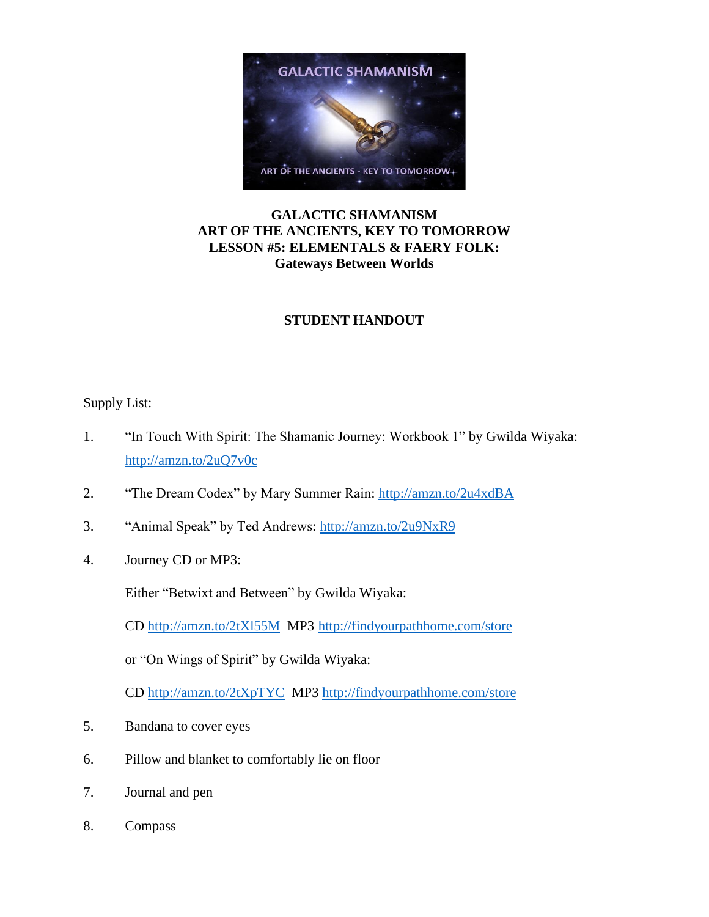# GALACTIC SHAMANISM
## ART OF THE ANCIENTS, KEY TO TOMORROW
## LESSON #5: ELEMENTALS & FAERY FOLK:
## Gateways Between Worlds

### STUDENT HANDOUT

Supply List:

1. "In Touch With Spirit: The Shamanic Journey: Workbook 1" by Gwilda Wiyaka: http://amzn.to/2uQ7v0c
2. "The Dream Codex" by Mary Summer Rain: http://amzn.to/2u4xdBA
3. "Animal Speak" by Ted Andrews: http://amzn.to/2u9NxR9
4. Journey CD or MP3:

   Either "Betwixt and Between" by Gwilda Wiyaka:

   CD http://amzn.to/2tXl55M MP3 http://findyourpathhome.com/store

   or "On Wings of Spirit" by Gwilda Wiyaka:

   CD http://amzn.to/2tXpTYC MP3 http://findyourpathhome.com/store
5. Bandana to cover eyes
6. Pillow and blanket to comfortably lie on floor
7. Journal and pen
8. Compass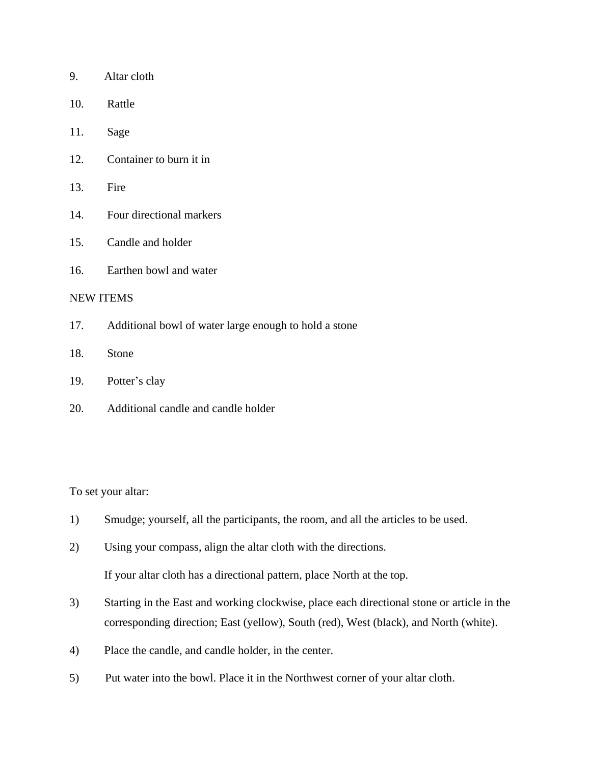9. Altar cloth
10. Rattle
11. Sage
12. Container to burn it in
13. Fire
14. Four directional markers
15. Candle and holder
16. Earthen bowl and water

NEW ITEMS

17. Additional bowl of water large enough to hold a stone
18. Stone
19. Potter's clay
20. Additional candle and candle holder

To set your altar:

1) Smudge; yourself, all the participants, the room, and all the articles to be used.
2) Using your compass, align the altar cloth with the directions.

   If your altar cloth has a directional pattern, place North at the top.
3) Starting in the East and working clockwise, place each directional stone or article in the corresponding direction; East (yellow), South (red), West (black), and North (white).
4) Place the candle, and candle holder, in the center.
5) Put water into the bowl. Place it in the Northwest corner of your altar cloth.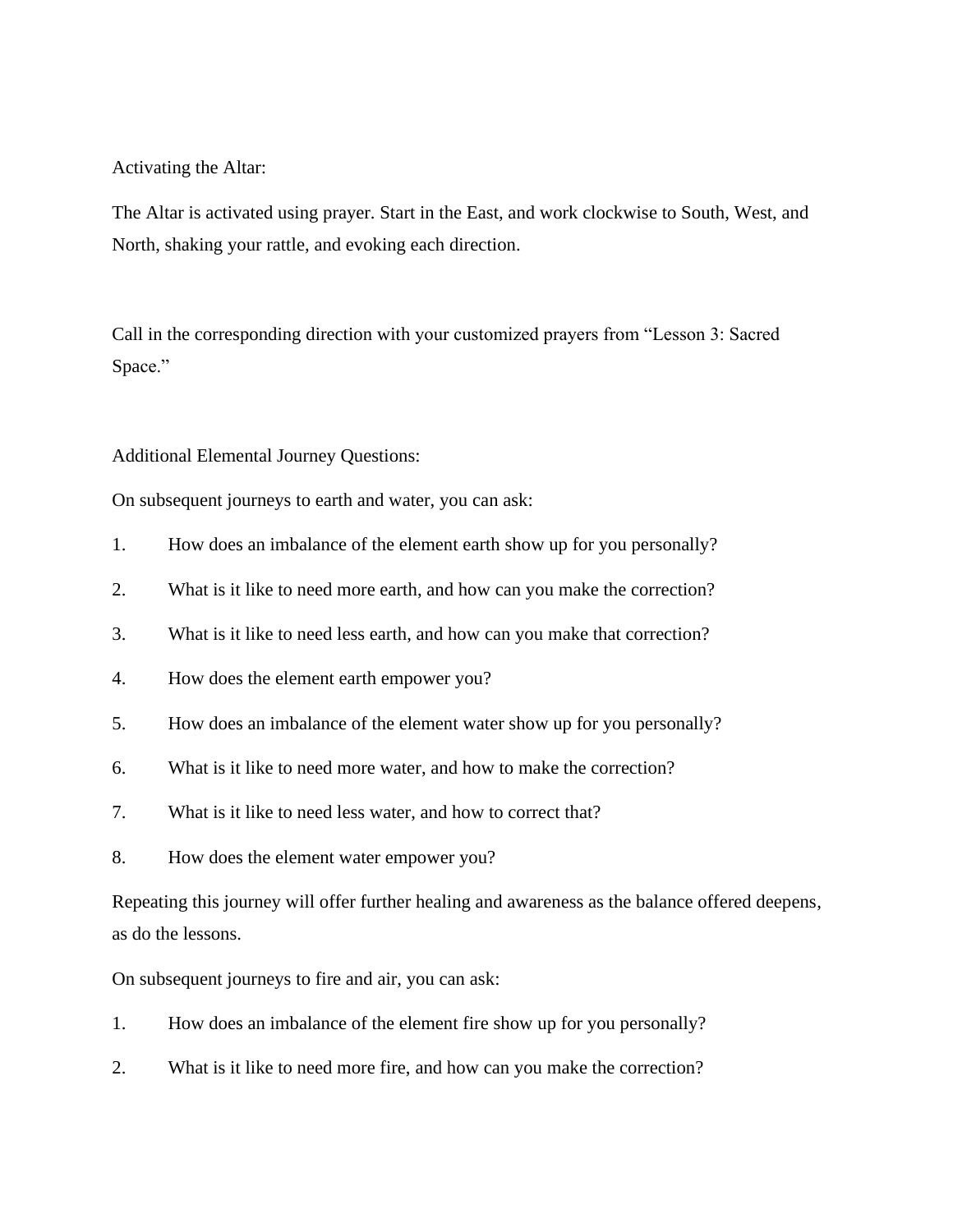Activating the Altar:

The Altar is activated using prayer. Start in the East, and work clockwise to South, West, and North, shaking your rattle, and evoking each direction.

Call in the corresponding direction with your customized prayers from "Lesson 3: Sacred Space."

Additional Elemental Journey Questions:

On subsequent journeys to earth and water, you can ask:

1. How does an imbalance of the element earth show up for you personally?
2. What is it like to need more earth, and how can you make the correction?
3. What is it like to need less earth, and how can you make that correction?
4. How does the element earth empower you?
5. How does an imbalance of the element water show up for you personally?
6. What is it like to need more water, and how to make the correction?
7. What is it like to need less water, and how to correct that?
8. How does the element water empower you?

Repeating this journey will offer further healing and awareness as the balance offered deepens, as do the lessons.

On subsequent journeys to fire and air, you can ask:

1. How does an imbalance of the element fire show up for you personally?
2. What is it like to need more fire, and how can you make the correction?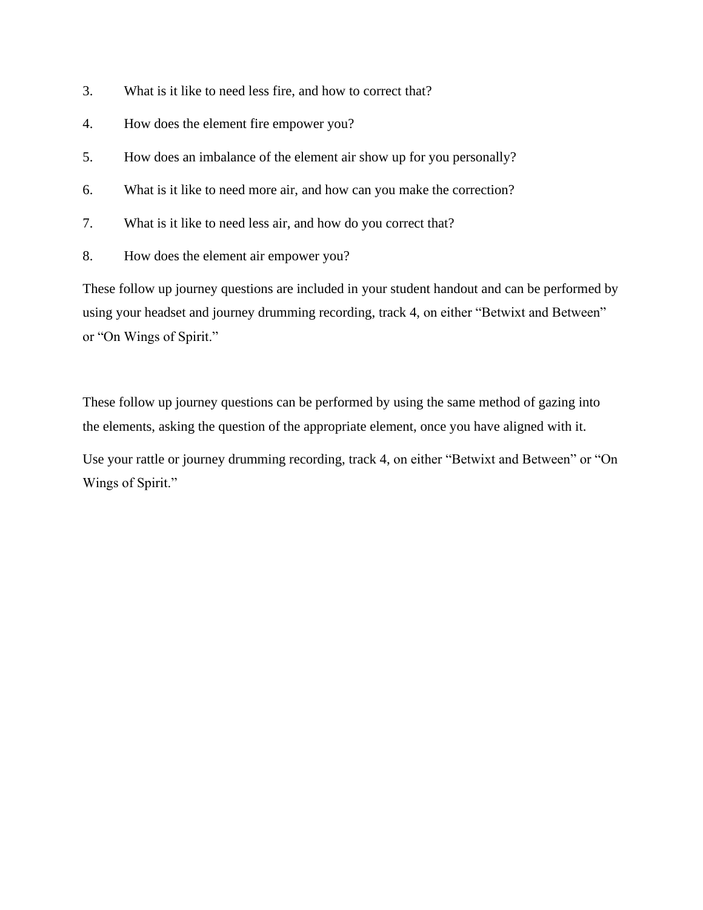3. What is it like to need less fire, and how to correct that?
4. How does the element fire empower you?
5. How does an imbalance of the element air show up for you personally?
6. What is it like to need more air, and how can you make the correction?
7. What is it like to need less air, and how do you correct that?
8. How does the element air empower you?

These follow up journey questions are included in your student handout and can be performed by using your headset and journey drumming recording, track 4, on either "Betwixt and Between" or "On Wings of Spirit."

These follow up journey questions can be performed by using the same method of gazing into the elements, asking the question of the appropriate element, once you have aligned with it.

Use your rattle or journey drumming recording, track 4, on either "Betwixt and Between" or "On Wings of Spirit."